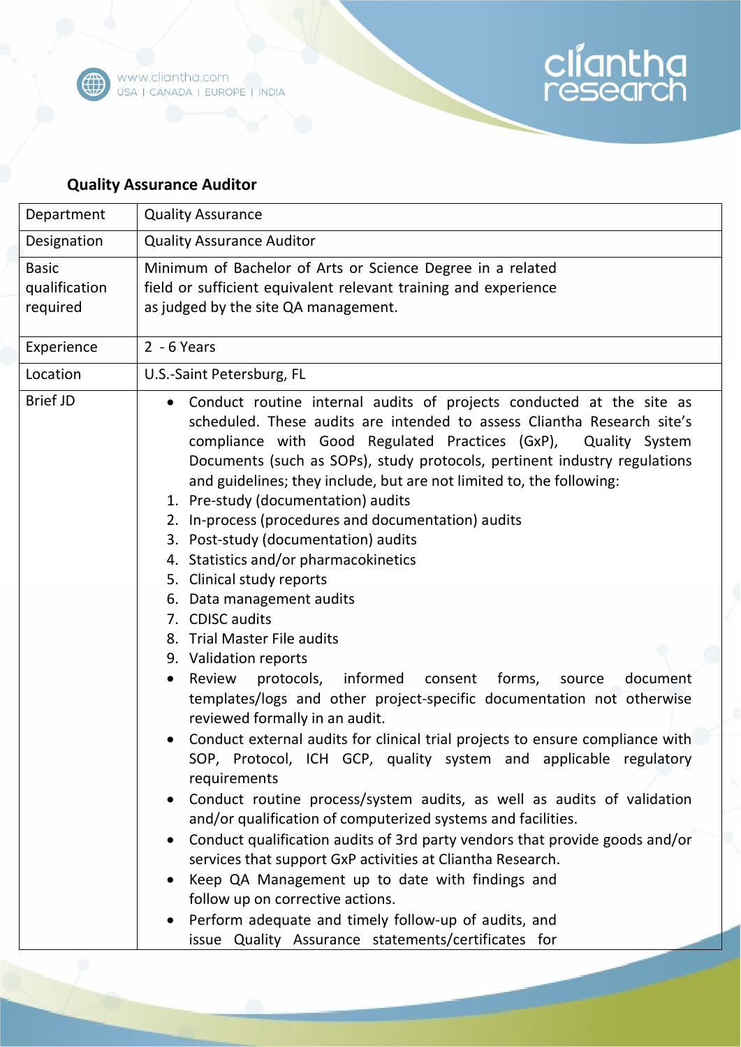## Quality Assurance Auditor

| Department | Quality Assurance |
|---|---|
| Designation | Quality Assurance Auditor |
| Basic qualification required | Minimum of Bachelor of Arts or Science Degree in a related field or sufficient equivalent relevant training and experience as judged by the site QA management. |
| Experience | 2 - 6 Years |
| Location | U.S.-Saint Petersburg, FL |
| Brief JD | • Conduct routine internal audits of projects conducted at the site as scheduled. These audits are intended to assess Cliantha Research site's compliance with Good Regulated Practices (GxP), Quality System Documents (such as SOPs), study protocols, pertinent industry regulations and guidelines; they include, but are not limited to, the following:<br>1. Pre-study (documentation) audits<br>2. In-process (procedures and documentation) audits<br>3. Post-study (documentation) audits<br>4. Statistics and/or pharmacokinetics<br>5. Clinical study reports<br>6. Data management audits<br>7. CDISC audits<br>8. Trial Master File audits<br>9. Validation reports<br>• Review protocols, informed consent forms, source document templates/logs and other project-specific documentation not otherwise reviewed formally in an audit.<br>• Conduct external audits for clinical trial projects to ensure compliance with SOP, Protocol, ICH GCP, quality system and applicable regulatory requirements<br>• Conduct routine process/system audits, as well as audits of validation and/or qualification of computerized systems and facilities.<br>• Conduct qualification audits of 3rd party vendors that provide goods and/or services that support GxP activities at Cliantha Research.<br>• Keep QA Management up to date with findings and follow up on corrective actions.<br>• Perform adequate and timely follow-up of audits, and issue Quality Assurance statements/certificates for |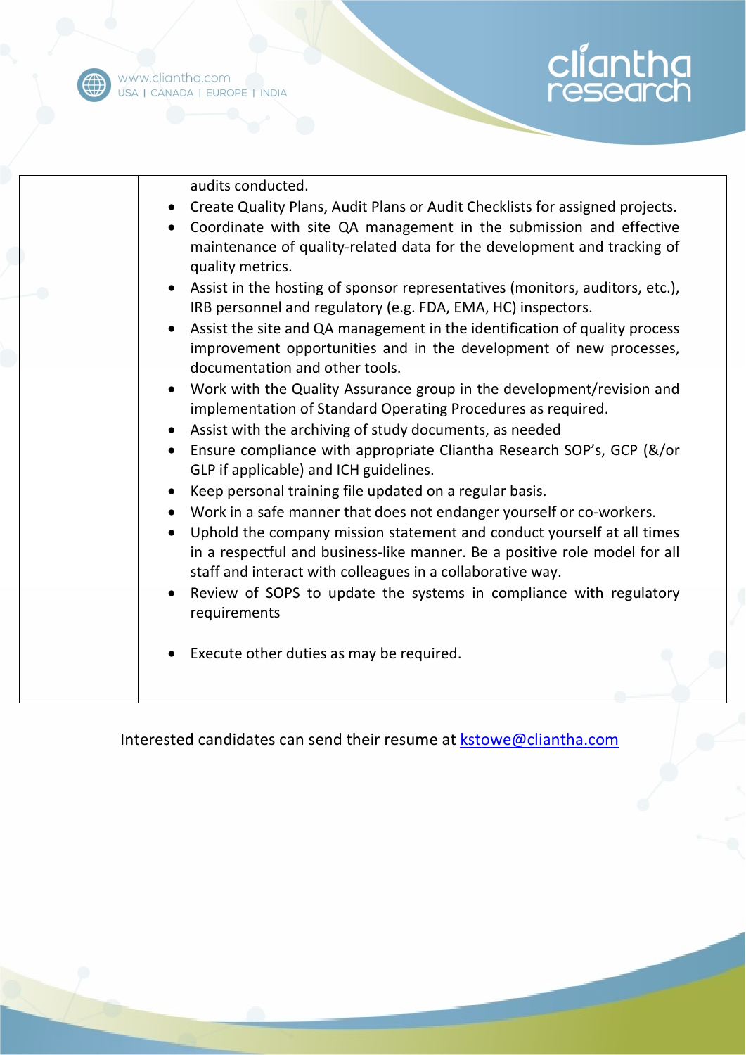| | |
|---|---|
| | audits conducted.<br>• Create Quality Plans, Audit Plans or Audit Checklists for assigned projects.<br>• Coordinate with site QA management in the submission and effective maintenance of quality-related data for the development and tracking of quality metrics.<br>• Assist in the hosting of sponsor representatives (monitors, auditors, etc.), IRB personnel and regulatory (e.g. FDA, EMA, HC) inspectors.<br>• Assist the site and QA management in the identification of quality process improvement opportunities and in the development of new processes, documentation and other tools.<br>• Work with the Quality Assurance group in the development/revision and implementation of Standard Operating Procedures as required.<br>• Assist with the archiving of study documents, as needed<br>• Ensure compliance with appropriate Cliantha Research SOP's, GCP (&/or GLP if applicable) and ICH guidelines.<br>• Keep personal training file updated on a regular basis.<br>• Work in a safe manner that does not endanger yourself or co-workers.<br>• Uphold the company mission statement and conduct yourself at all times in a respectful and business-like manner. Be a positive role model for all staff and interact with colleagues in a collaborative way.<br>• Review of SOPS to update the systems in compliance with regulatory requirements<br>• Execute other duties as may be required. |

Interested candidates can send their resume at [kstowe@cliantha.com](mailto:kstowe@cliantha.com)